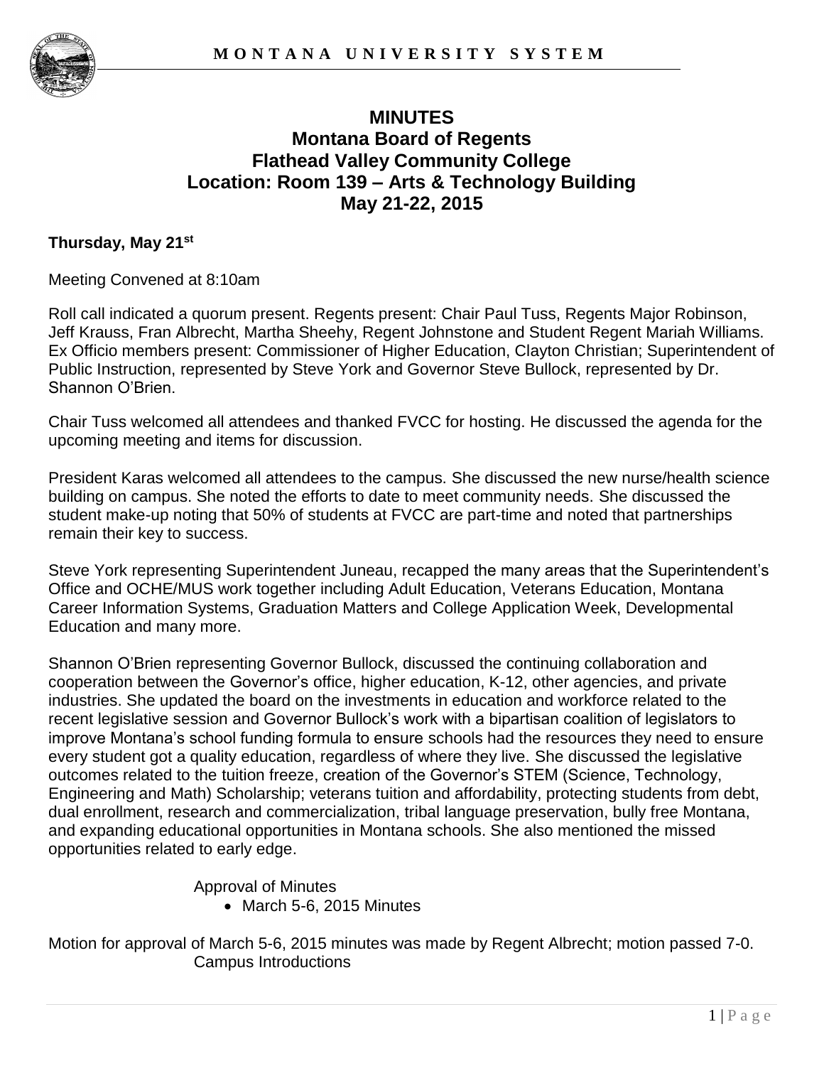# MINUTES
## Montana Board of Regents
## Flathead Valley Community College
## Location: Room 139 – Arts & Technology Building
## May 21-22, 2015

**Thursday, May 21st**

Meeting Convened at 8:10am

Roll call indicated a quorum present. Regents present: Chair Paul Tuss, Regents Major Robinson, Jeff Krauss, Fran Albrecht, Martha Sheehy, Regent Johnstone and Student Regent Mariah Williams. Ex Officio members present: Commissioner of Higher Education, Clayton Christian; Superintendent of Public Instruction, represented by Steve York and Governor Steve Bullock, represented by Dr. Shannon O'Brien.

Chair Tuss welcomed all attendees and thanked FVCC for hosting. He discussed the agenda for the upcoming meeting and items for discussion.

President Karas welcomed all attendees to the campus. She discussed the new nurse/health science building on campus. She noted the efforts to date to meet community needs. She discussed the student make-up noting that 50% of students at FVCC are part-time and noted that partnerships remain their key to success.

Steve York representing Superintendent Juneau, recapped the many areas that the Superintendent's Office and OCHE/MUS work together including Adult Education, Veterans Education, Montana Career Information Systems, Graduation Matters and College Application Week, Developmental Education and many more.

Shannon O'Brien representing Governor Bullock, discussed the continuing collaboration and cooperation between the Governor's office, higher education, K-12, other agencies, and private industries. She updated the board on the investments in education and workforce related to the recent legislative session and Governor Bullock's work with a bipartisan coalition of legislators to improve Montana's school funding formula to ensure schools had the resources they need to ensure every student got a quality education, regardless of where they live. She discussed the legislative outcomes related to the tuition freeze, creation of the Governor's STEM (Science, Technology, Engineering and Math) Scholarship; veterans tuition and affordability, protecting students from debt, dual enrollment, research and commercialization, tribal language preservation, bully free Montana, and expanding educational opportunities in Montana schools. She also mentioned the missed opportunities related to early edge.

Approval of Minutes

- March 5-6, 2015 Minutes

Motion for approval of March 5-6, 2015 minutes was made by Regent Albrecht; motion passed 7-0.

Campus Introductions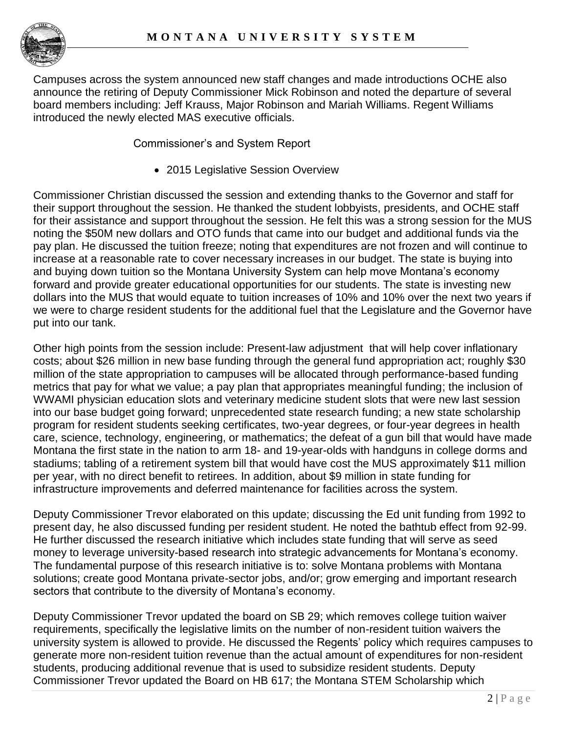Campuses across the system announced new staff changes and made introductions OCHE also announce the retiring of Deputy Commissioner Mick Robinson and noted the departure of several board members including: Jeff Krauss, Major Robinson and Mariah Williams. Regent Williams introduced the newly elected MAS executive officials.

Commissioner's and System Report

- 2015 Legislative Session Overview

Commissioner Christian discussed the session and extending thanks to the Governor and staff for their support throughout the session. He thanked the student lobbyists, presidents, and OCHE staff for their assistance and support throughout the session. He felt this was a strong session for the MUS noting the $50M new dollars and OTO funds that came into our budget and additional funds via the pay plan. He discussed the tuition freeze; noting that expenditures are not frozen and will continue to increase at a reasonable rate to cover necessary increases in our budget. The state is buying into and buying down tuition so the Montana University System can help move Montana's economy forward and provide greater educational opportunities for our students. The state is investing new dollars into the MUS that would equate to tuition increases of 10% and 10% over the next two years if we were to charge resident students for the additional fuel that the Legislature and the Governor have put into our tank.

Other high points from the session include: Present-law adjustment that will help cover inflationary costs; about $26 million in new base funding through the general fund appropriation act; roughly $30 million of the state appropriation to campuses will be allocated through performance-based funding metrics that pay for what we value; a pay plan that appropriates meaningful funding; the inclusion of WWAMI physician education slots and veterinary medicine student slots that were new last session into our base budget going forward; unprecedented state research funding; a new state scholarship program for resident students seeking certificates, two-year degrees, or four-year degrees in health care, science, technology, engineering, or mathematics; the defeat of a gun bill that would have made Montana the first state in the nation to arm 18- and 19-year-olds with handguns in college dorms and stadiums; tabling of a retirement system bill that would have cost the MUS approximately $11 million per year, with no direct benefit to retirees. In addition, about $9 million in state funding for infrastructure improvements and deferred maintenance for facilities across the system.

Deputy Commissioner Trevor elaborated on this update; discussing the Ed unit funding from 1992 to present day, he also discussed funding per resident student. He noted the bathtub effect from 92-99. He further discussed the research initiative which includes state funding that will serve as seed money to leverage university-based research into strategic advancements for Montana's economy. The fundamental purpose of this research initiative is to: solve Montana problems with Montana solutions; create good Montana private-sector jobs, and/or; grow emerging and important research sectors that contribute to the diversity of Montana's economy.

Deputy Commissioner Trevor updated the board on SB 29; which removes college tuition waiver requirements, specifically the legislative limits on the number of non-resident tuition waivers the university system is allowed to provide. He discussed the Regents' policy which requires campuses to generate more non-resident tuition revenue than the actual amount of expenditures for non-resident students, producing additional revenue that is used to subsidize resident students. Deputy Commissioner Trevor updated the Board on HB 617; the Montana STEM Scholarship which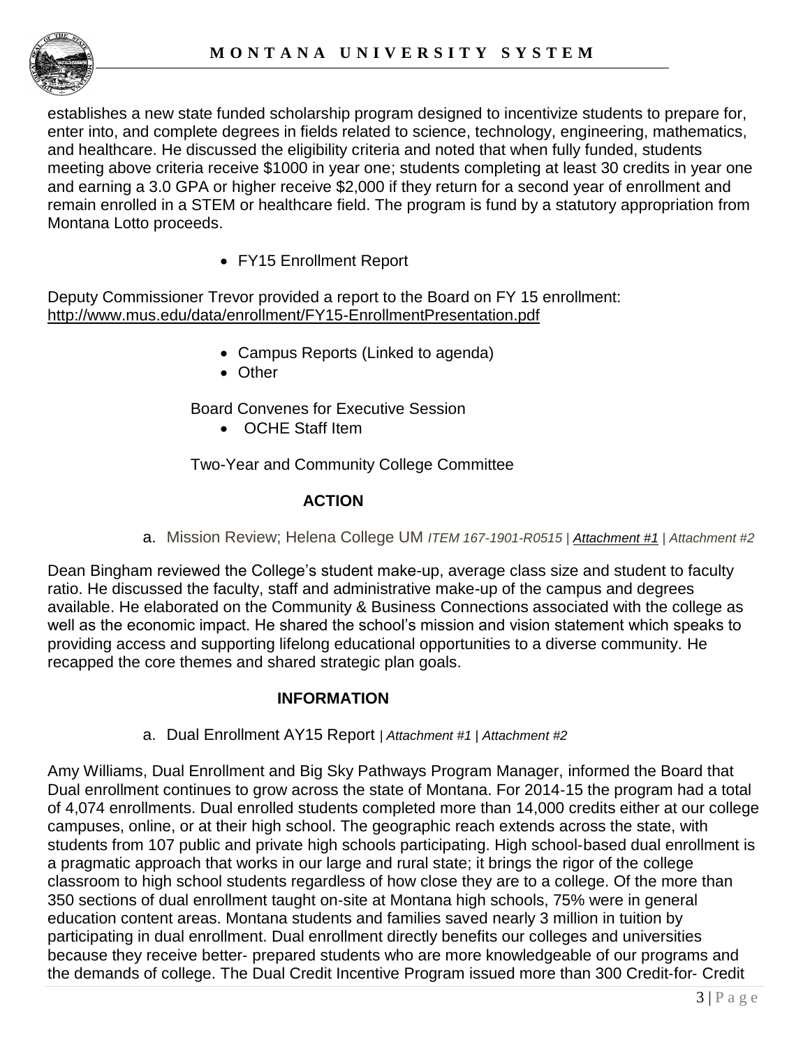establishes a new state funded scholarship program designed to incentivize students to prepare for, enter into, and complete degrees in fields related to science, technology, engineering, mathematics, and healthcare. He discussed the eligibility criteria and noted that when fully funded, students meeting above criteria receive $1000 in year one; students completing at least 30 credits in year one and earning a 3.0 GPA or higher receive $2,000 if they return for a second year of enrollment and remain enrolled in a STEM or healthcare field. The program is fund by a statutory appropriation from Montana Lotto proceeds.

- FY15 Enrollment Report

Deputy Commissioner Trevor provided a report to the Board on FY 15 enrollment: http://www.mus.edu/data/enrollment/FY15-EnrollmentPresentation.pdf

- Campus Reports (Linked to agenda)
- Other

Board Convenes for Executive Session

- OCHE Staff Item

Two-Year and Community College Committee

**ACTION**

a. Mission Review; Helena College UM *ITEM 167-1901-R0515 | Attachment #1 | Attachment #2*

Dean Bingham reviewed the College's student make-up, average class size and student to faculty ratio. He discussed the faculty, staff and administrative make-up of the campus and degrees available. He elaborated on the Community & Business Connections associated with the college as well as the economic impact. He shared the school's mission and vision statement which speaks to providing access and supporting lifelong educational opportunities to a diverse community. He recapped the core themes and shared strategic plan goals.

**INFORMATION**

a. Dual Enrollment AY15 Report *| Attachment #1 | Attachment #2*

Amy Williams, Dual Enrollment and Big Sky Pathways Program Manager, informed the Board that Dual enrollment continues to grow across the state of Montana. For 2014-15 the program had a total of 4,074 enrollments. Dual enrolled students completed more than 14,000 credits either at our college campuses, online, or at their high school. The geographic reach extends across the state, with students from 107 public and private high schools participating. High school-based dual enrollment is a pragmatic approach that works in our large and rural state; it brings the rigor of the college classroom to high school students regardless of how close they are to a college. Of the more than 350 sections of dual enrollment taught on-site at Montana high schools, 75% were in general education content areas. Montana students and families saved nearly 3 million in tuition by participating in dual enrollment. Dual enrollment directly benefits our colleges and universities because they receive better- prepared students who are more knowledgeable of our programs and the demands of college. The Dual Credit Incentive Program issued more than 300 Credit-for- Credit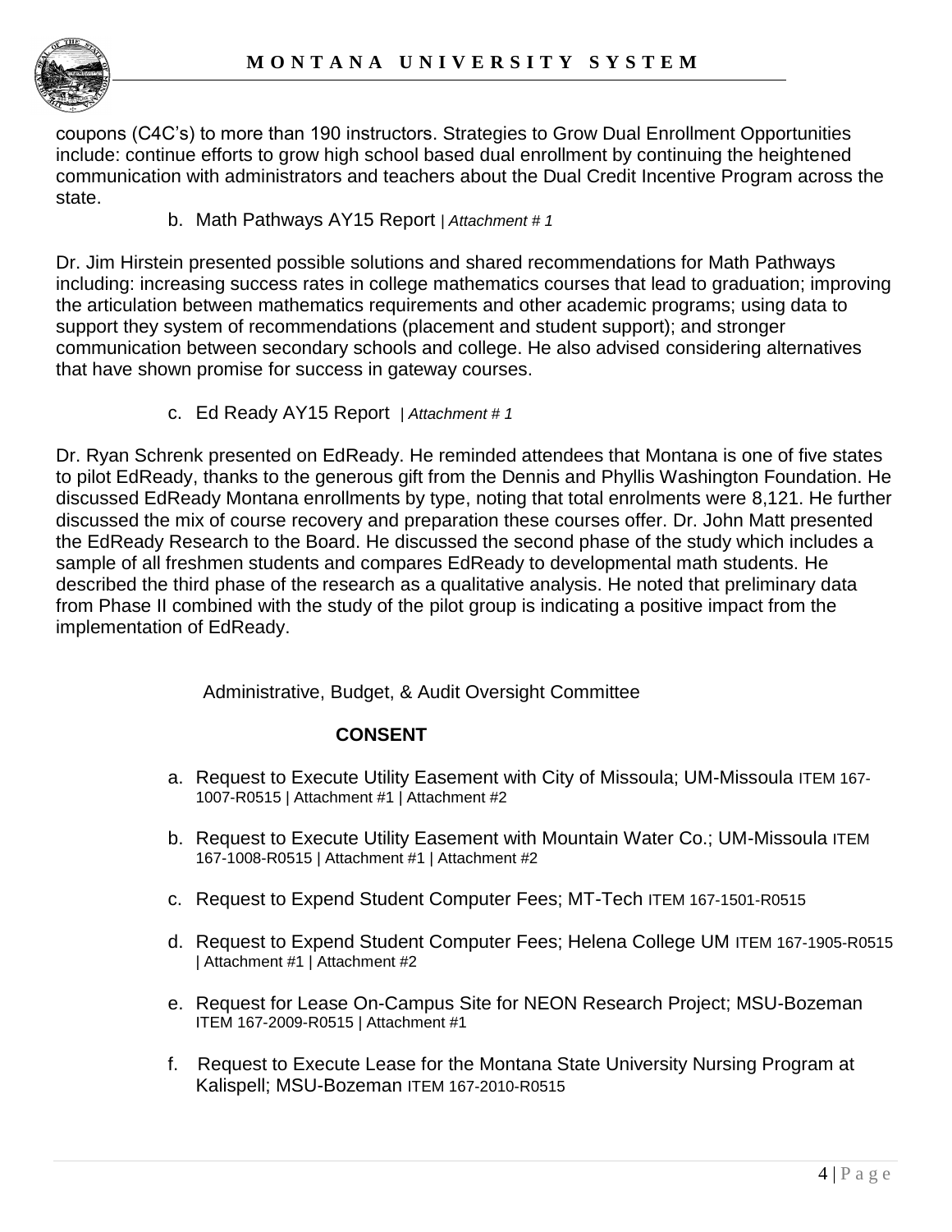coupons (C4C's) to more than 190 instructors. Strategies to Grow Dual Enrollment Opportunities include: continue efforts to grow high school based dual enrollment by continuing the heightened communication with administrators and teachers about the Dual Credit Incentive Program across the state.

b. Math Pathways AY15 Report | *Attachment # 1*

Dr. Jim Hirstein presented possible solutions and shared recommendations for Math Pathways including: increasing success rates in college mathematics courses that lead to graduation; improving the articulation between mathematics requirements and other academic programs; using data to support they system of recommendations (placement and student support); and stronger communication between secondary schools and college. He also advised considering alternatives that have shown promise for success in gateway courses.

c. Ed Ready AY15 Report | *Attachment # 1*

Dr. Ryan Schrenk presented on EdReady. He reminded attendees that Montana is one of five states to pilot EdReady, thanks to the generous gift from the Dennis and Phyllis Washington Foundation. He discussed EdReady Montana enrollments by type, noting that total enrolments were 8,121. He further discussed the mix of course recovery and preparation these courses offer. Dr. John Matt presented the EdReady Research to the Board. He discussed the second phase of the study which includes a sample of all freshmen students and compares EdReady to developmental math students. He described the third phase of the research as a qualitative analysis. He noted that preliminary data from Phase II combined with the study of the pilot group is indicating a positive impact from the implementation of EdReady.

Administrative, Budget, & Audit Oversight Committee

**CONSENT**

a. Request to Execute Utility Easement with City of Missoula; UM-Missoula ITEM 167-1007-R0515 | Attachment #1 | Attachment #2

b. Request to Execute Utility Easement with Mountain Water Co.; UM-Missoula ITEM 167-1008-R0515 | Attachment #1 | Attachment #2

c. Request to Expend Student Computer Fees; MT-Tech ITEM 167-1501-R0515

d. Request to Expend Student Computer Fees; Helena College UM ITEM 167-1905-R0515 | Attachment #1 | Attachment #2

e. Request for Lease On-Campus Site for NEON Research Project; MSU-Bozeman ITEM 167-2009-R0515 | Attachment #1

f. Request to Execute Lease for the Montana State University Nursing Program at Kalispell; MSU-Bozeman ITEM 167-2010-R0515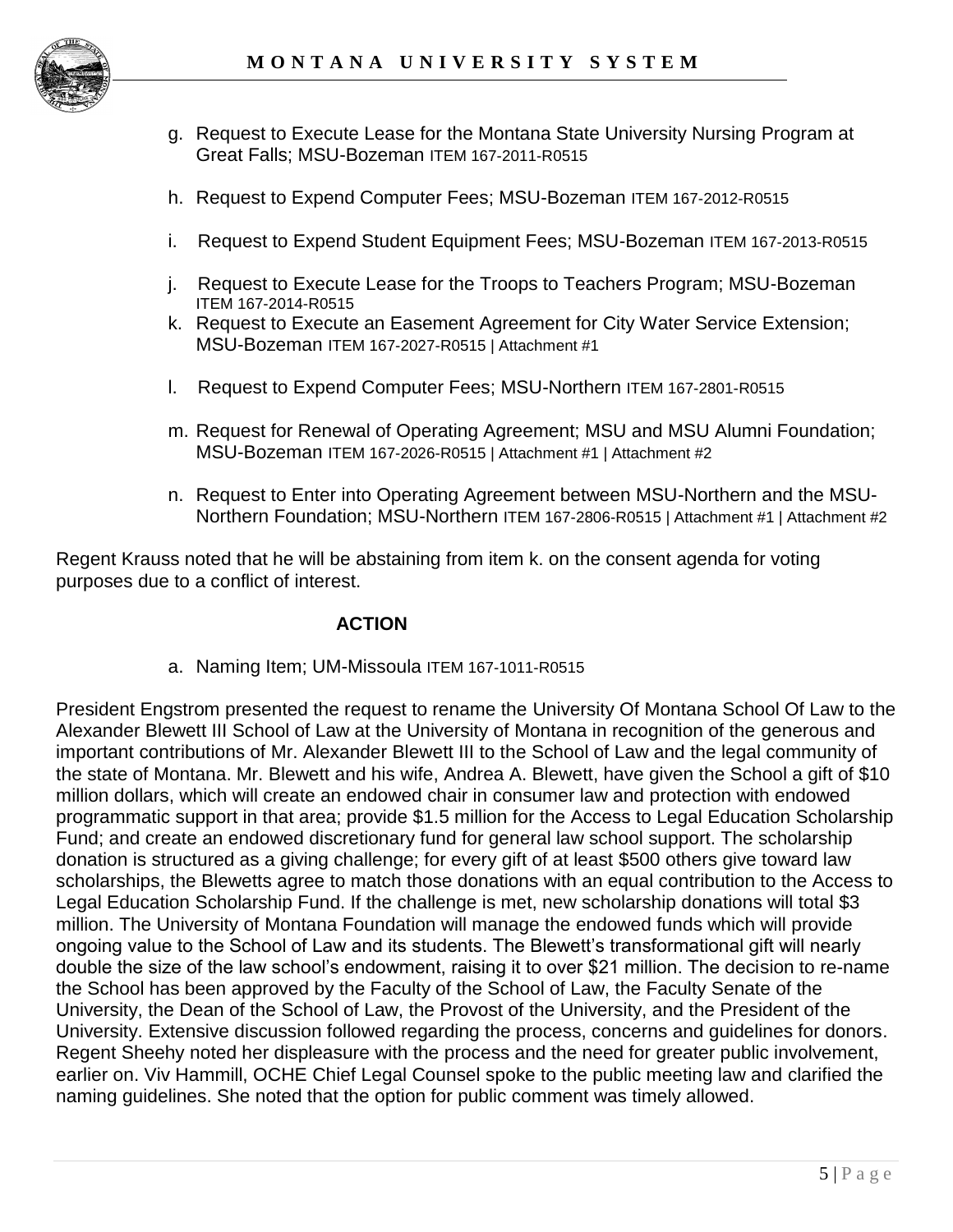g. Request to Execute Lease for the Montana State University Nursing Program at Great Falls; MSU-Bozeman ITEM 167-2011-R0515

h. Request to Expend Computer Fees; MSU-Bozeman ITEM 167-2012-R0515

i. Request to Expend Student Equipment Fees; MSU-Bozeman ITEM 167-2013-R0515

j. Request to Execute Lease for the Troops to Teachers Program; MSU-Bozeman ITEM 167-2014-R0515

k. Request to Execute an Easement Agreement for City Water Service Extension; MSU-Bozeman ITEM 167-2027-R0515 | Attachment #1

l. Request to Expend Computer Fees; MSU-Northern ITEM 167-2801-R0515

m. Request for Renewal of Operating Agreement; MSU and MSU Alumni Foundation; MSU-Bozeman ITEM 167-2026-R0515 | Attachment #1 | Attachment #2

n. Request to Enter into Operating Agreement between MSU-Northern and the MSU-Northern Foundation; MSU-Northern ITEM 167-2806-R0515 | Attachment #1 | Attachment #2

Regent Krauss noted that he will be abstaining from item k. on the consent agenda for voting purposes due to a conflict of interest.

**ACTION**

a. Naming Item; UM-Missoula ITEM 167-1011-R0515

President Engstrom presented the request to rename the University Of Montana School Of Law to the Alexander Blewett III School of Law at the University of Montana in recognition of the generous and important contributions of Mr. Alexander Blewett III to the School of Law and the legal community of the state of Montana. Mr. Blewett and his wife, Andrea A. Blewett, have given the School a gift of $10 million dollars, which will create an endowed chair in consumer law and protection with endowed programmatic support in that area; provide $1.5 million for the Access to Legal Education Scholarship Fund; and create an endowed discretionary fund for general law school support. The scholarship donation is structured as a giving challenge; for every gift of at least $500 others give toward law scholarships, the Blewetts agree to match those donations with an equal contribution to the Access to Legal Education Scholarship Fund. If the challenge is met, new scholarship donations will total $3 million. The University of Montana Foundation will manage the endowed funds which will provide ongoing value to the School of Law and its students. The Blewett's transformational gift will nearly double the size of the law school's endowment, raising it to over $21 million. The decision to re-name the School has been approved by the Faculty of the School of Law, the Faculty Senate of the University, the Dean of the School of Law, the Provost of the University, and the President of the University. Extensive discussion followed regarding the process, concerns and guidelines for donors. Regent Sheehy noted her displeasure with the process and the need for greater public involvement, earlier on. Viv Hammill, OCHE Chief Legal Counsel spoke to the public meeting law and clarified the naming guidelines. She noted that the option for public comment was timely allowed.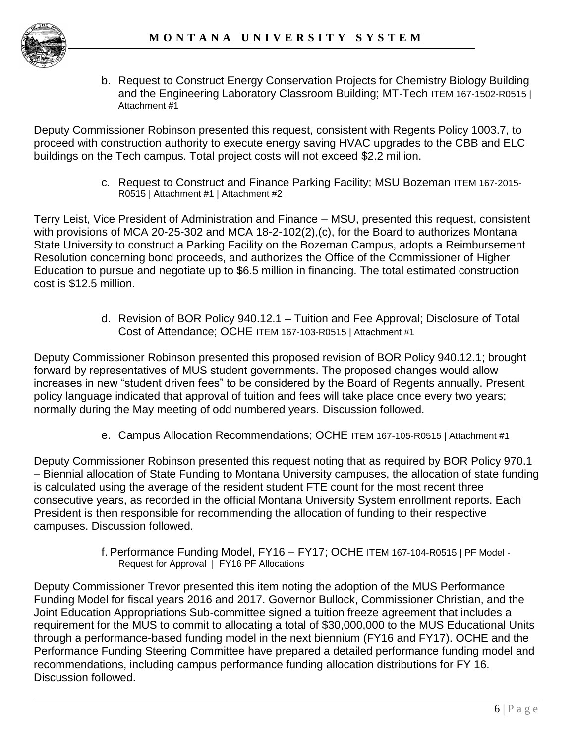b. Request to Construct Energy Conservation Projects for Chemistry Biology Building and the Engineering Laboratory Classroom Building; MT-Tech ITEM 167-1502-R0515 | Attachment #1

Deputy Commissioner Robinson presented this request, consistent with Regents Policy 1003.7, to proceed with construction authority to execute energy saving HVAC upgrades to the CBB and ELC buildings on the Tech campus. Total project costs will not exceed $2.2 million.

c. Request to Construct and Finance Parking Facility; MSU Bozeman ITEM 167-2015-R0515 | Attachment #1 | Attachment #2

Terry Leist, Vice President of Administration and Finance – MSU, presented this request, consistent with provisions of MCA 20-25-302 and MCA 18-2-102(2),(c), for the Board to authorizes Montana State University to construct a Parking Facility on the Bozeman Campus, adopts a Reimbursement Resolution concerning bond proceeds, and authorizes the Office of the Commissioner of Higher Education to pursue and negotiate up to $6.5 million in financing. The total estimated construction cost is $12.5 million.

d. Revision of BOR Policy 940.12.1 – Tuition and Fee Approval; Disclosure of Total Cost of Attendance; OCHE ITEM 167-103-R0515 | Attachment #1

Deputy Commissioner Robinson presented this proposed revision of BOR Policy 940.12.1; brought forward by representatives of MUS student governments. The proposed changes would allow increases in new "student driven fees" to be considered by the Board of Regents annually. Present policy language indicated that approval of tuition and fees will take place once every two years; normally during the May meeting of odd numbered years. Discussion followed.

e. Campus Allocation Recommendations; OCHE ITEM 167-105-R0515 | Attachment #1

Deputy Commissioner Robinson presented this request noting that as required by BOR Policy 970.1 – Biennial allocation of State Funding to Montana University campuses, the allocation of state funding is calculated using the average of the resident student FTE count for the most recent three consecutive years, as recorded in the official Montana University System enrollment reports. Each President is then responsible for recommending the allocation of funding to their respective campuses. Discussion followed.

f. Performance Funding Model, FY16 – FY17; OCHE ITEM 167-104-R0515 | PF Model - Request for Approval | FY16 PF Allocations

Deputy Commissioner Trevor presented this item noting the adoption of the MUS Performance Funding Model for fiscal years 2016 and 2017. Governor Bullock, Commissioner Christian, and the Joint Education Appropriations Sub-committee signed a tuition freeze agreement that includes a requirement for the MUS to commit to allocating a total of $30,000,000 to the MUS Educational Units through a performance-based funding model in the next biennium (FY16 and FY17). OCHE and the Performance Funding Steering Committee have prepared a detailed performance funding model and recommendations, including campus performance funding allocation distributions for FY 16. Discussion followed.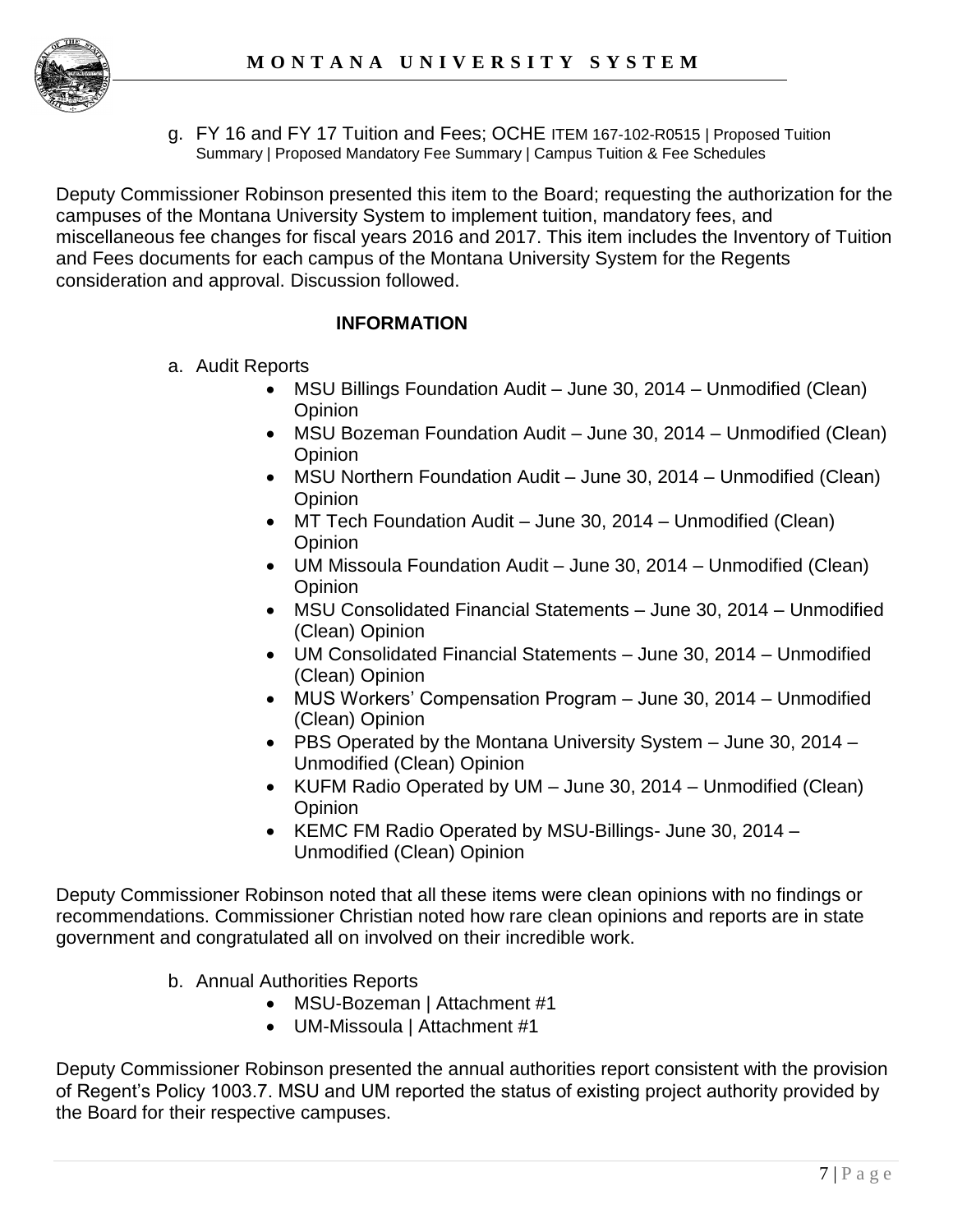g. FY 16 and FY 17 Tuition and Fees; OCHE ITEM 167-102-R0515 | Proposed Tuition Summary | Proposed Mandatory Fee Summary | Campus Tuition & Fee Schedules

Deputy Commissioner Robinson presented this item to the Board; requesting the authorization for the campuses of the Montana University System to implement tuition, mandatory fees, and miscellaneous fee changes for fiscal years 2016 and 2017. This item includes the Inventory of Tuition and Fees documents for each campus of the Montana University System for the Regents consideration and approval. Discussion followed.

**INFORMATION**

a. Audit Reports
- MSU Billings Foundation Audit – June 30, 2014 – Unmodified (Clean) Opinion
- MSU Bozeman Foundation Audit – June 30, 2014 – Unmodified (Clean) Opinion
- MSU Northern Foundation Audit – June 30, 2014 – Unmodified (Clean) Opinion
- MT Tech Foundation Audit – June 30, 2014 – Unmodified (Clean) Opinion
- UM Missoula Foundation Audit – June 30, 2014 – Unmodified (Clean) Opinion
- MSU Consolidated Financial Statements – June 30, 2014 – Unmodified (Clean) Opinion
- UM Consolidated Financial Statements – June 30, 2014 – Unmodified (Clean) Opinion
- MUS Workers' Compensation Program – June 30, 2014 – Unmodified (Clean) Opinion
- PBS Operated by the Montana University System – June 30, 2014 – Unmodified (Clean) Opinion
- KUFM Radio Operated by UM – June 30, 2014 – Unmodified (Clean) Opinion
- KEMC FM Radio Operated by MSU-Billings- June 30, 2014 – Unmodified (Clean) Opinion

Deputy Commissioner Robinson noted that all these items were clean opinions with no findings or recommendations. Commissioner Christian noted how rare clean opinions and reports are in state government and congratulated all on involved on their incredible work.

b. Annual Authorities Reports
- MSU-Bozeman | Attachment #1
- UM-Missoula | Attachment #1

Deputy Commissioner Robinson presented the annual authorities report consistent with the provision of Regent's Policy 1003.7. MSU and UM reported the status of existing project authority provided by the Board for their respective campuses.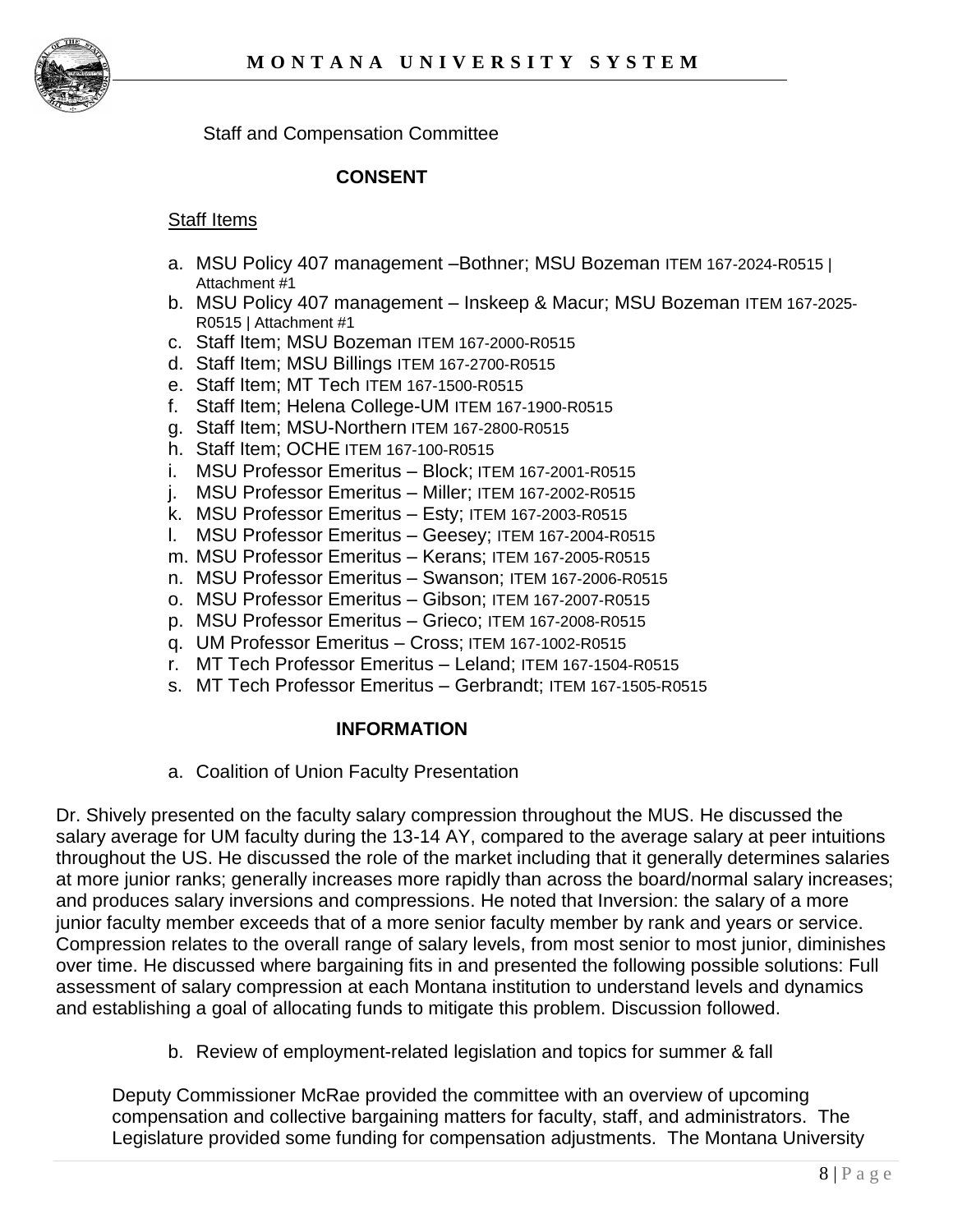Staff and Compensation Committee

**CONSENT**

Staff Items

a. MSU Policy 407 management –Bothner; MSU Bozeman ITEM 167-2024-R0515 | Attachment #1
b. MSU Policy 407 management – Inskeep & Macur; MSU Bozeman ITEM 167-2025-R0515 | Attachment #1
c. Staff Item; MSU Bozeman ITEM 167-2000-R0515
d. Staff Item; MSU Billings ITEM 167-2700-R0515
e. Staff Item; MT Tech ITEM 167-1500-R0515
f. Staff Item; Helena College-UM ITEM 167-1900-R0515
g. Staff Item; MSU-Northern ITEM 167-2800-R0515
h. Staff Item; OCHE ITEM 167-100-R0515
i. MSU Professor Emeritus – Block; ITEM 167-2001-R0515
j. MSU Professor Emeritus – Miller; ITEM 167-2002-R0515
k. MSU Professor Emeritus – Esty; ITEM 167-2003-R0515
l. MSU Professor Emeritus – Geesey; ITEM 167-2004-R0515
m. MSU Professor Emeritus – Kerans; ITEM 167-2005-R0515
n. MSU Professor Emeritus – Swanson; ITEM 167-2006-R0515
o. MSU Professor Emeritus – Gibson; ITEM 167-2007-R0515
p. MSU Professor Emeritus – Grieco; ITEM 167-2008-R0515
q. UM Professor Emeritus – Cross; ITEM 167-1002-R0515
r. MT Tech Professor Emeritus – Leland; ITEM 167-1504-R0515
s. MT Tech Professor Emeritus – Gerbrandt; ITEM 167-1505-R0515

**INFORMATION**

a. Coalition of Union Faculty Presentation

Dr. Shively presented on the faculty salary compression throughout the MUS. He discussed the salary average for UM faculty during the 13-14 AY, compared to the average salary at peer intuitions throughout the US. He discussed the role of the market including that it generally determines salaries at more junior ranks; generally increases more rapidly than across the board/normal salary increases; and produces salary inversions and compressions. He noted that Inversion: the salary of a more junior faculty member exceeds that of a more senior faculty member by rank and years or service. Compression relates to the overall range of salary levels, from most senior to most junior, diminishes over time. He discussed where bargaining fits in and presented the following possible solutions: Full assessment of salary compression at each Montana institution to understand levels and dynamics and establishing a goal of allocating funds to mitigate this problem. Discussion followed.

b. Review of employment-related legislation and topics for summer & fall

Deputy Commissioner McRae provided the committee with an overview of upcoming compensation and collective bargaining matters for faculty, staff, and administrators. The Legislature provided some funding for compensation adjustments. The Montana University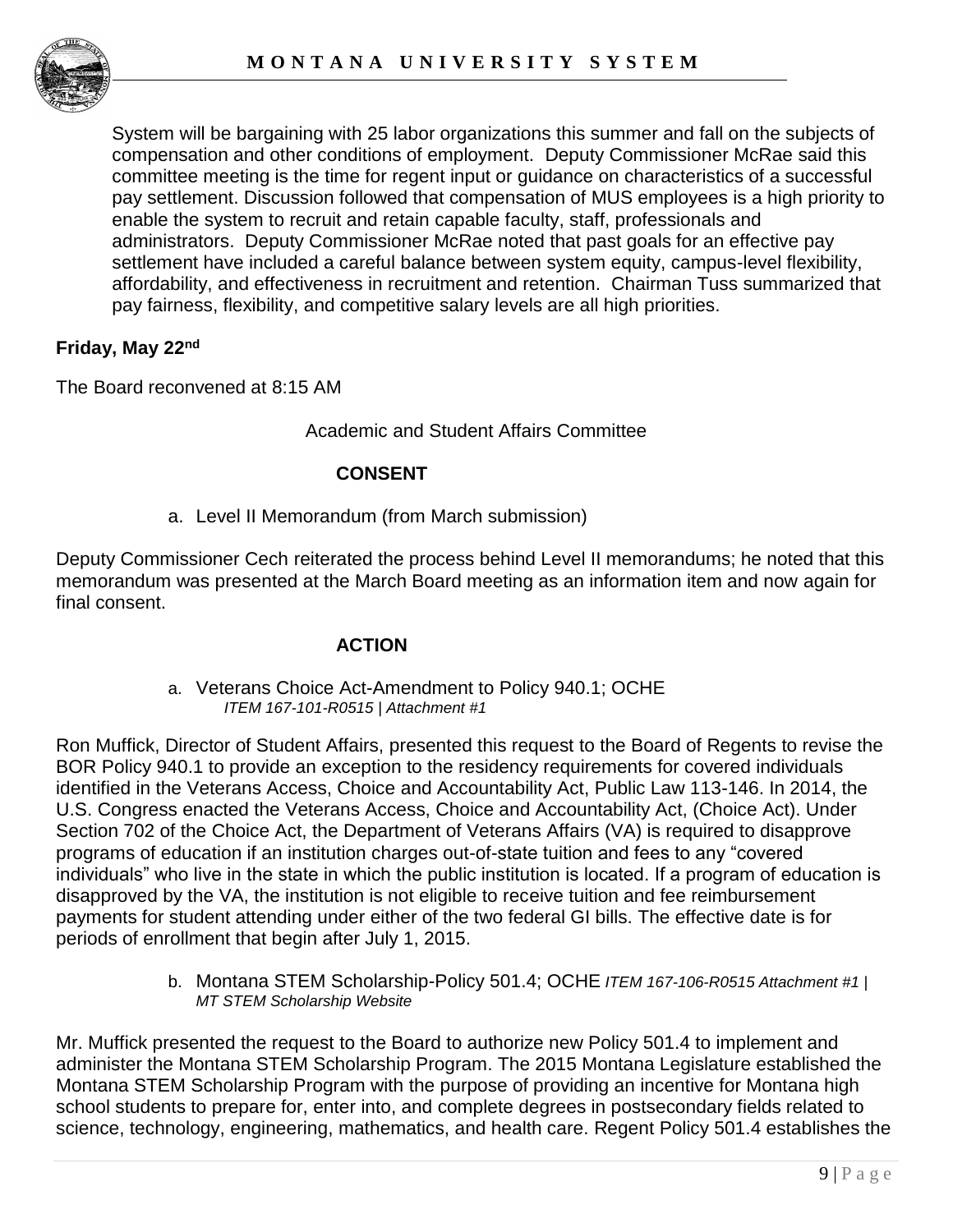System will be bargaining with 25 labor organizations this summer and fall on the subjects of compensation and other conditions of employment. Deputy Commissioner McRae said this committee meeting is the time for regent input or guidance on characteristics of a successful pay settlement. Discussion followed that compensation of MUS employees is a high priority to enable the system to recruit and retain capable faculty, staff, professionals and administrators. Deputy Commissioner McRae noted that past goals for an effective pay settlement have included a careful balance between system equity, campus-level flexibility, affordability, and effectiveness in recruitment and retention. Chairman Tuss summarized that pay fairness, flexibility, and competitive salary levels are all high priorities.

**Friday, May 22nd**

The Board reconvened at 8:15 AM

Academic and Student Affairs Committee

**CONSENT**

a. Level II Memorandum (from March submission)

Deputy Commissioner Cech reiterated the process behind Level II memorandums; he noted that this memorandum was presented at the March Board meeting as an information item and now again for final consent.

**ACTION**

a. Veterans Choice Act-Amendment to Policy 940.1; OCHE
*ITEM 167-101-R0515 | Attachment #1*

Ron Muffick, Director of Student Affairs, presented this request to the Board of Regents to revise the BOR Policy 940.1 to provide an exception to the residency requirements for covered individuals identified in the Veterans Access, Choice and Accountability Act, Public Law 113-146. In 2014, the U.S. Congress enacted the Veterans Access, Choice and Accountability Act, (Choice Act). Under Section 702 of the Choice Act, the Department of Veterans Affairs (VA) is required to disapprove programs of education if an institution charges out-of-state tuition and fees to any "covered individuals" who live in the state in which the public institution is located. If a program of education is disapproved by the VA, the institution is not eligible to receive tuition and fee reimbursement payments for student attending under either of the two federal GI bills. The effective date is for periods of enrollment that begin after July 1, 2015.

b. Montana STEM Scholarship-Policy 501.4; OCHE *ITEM 167-106-R0515 Attachment #1 | MT STEM Scholarship Website*

Mr. Muffick presented the request to the Board to authorize new Policy 501.4 to implement and administer the Montana STEM Scholarship Program. The 2015 Montana Legislature established the Montana STEM Scholarship Program with the purpose of providing an incentive for Montana high school students to prepare for, enter into, and complete degrees in postsecondary fields related to science, technology, engineering, mathematics, and health care. Regent Policy 501.4 establishes the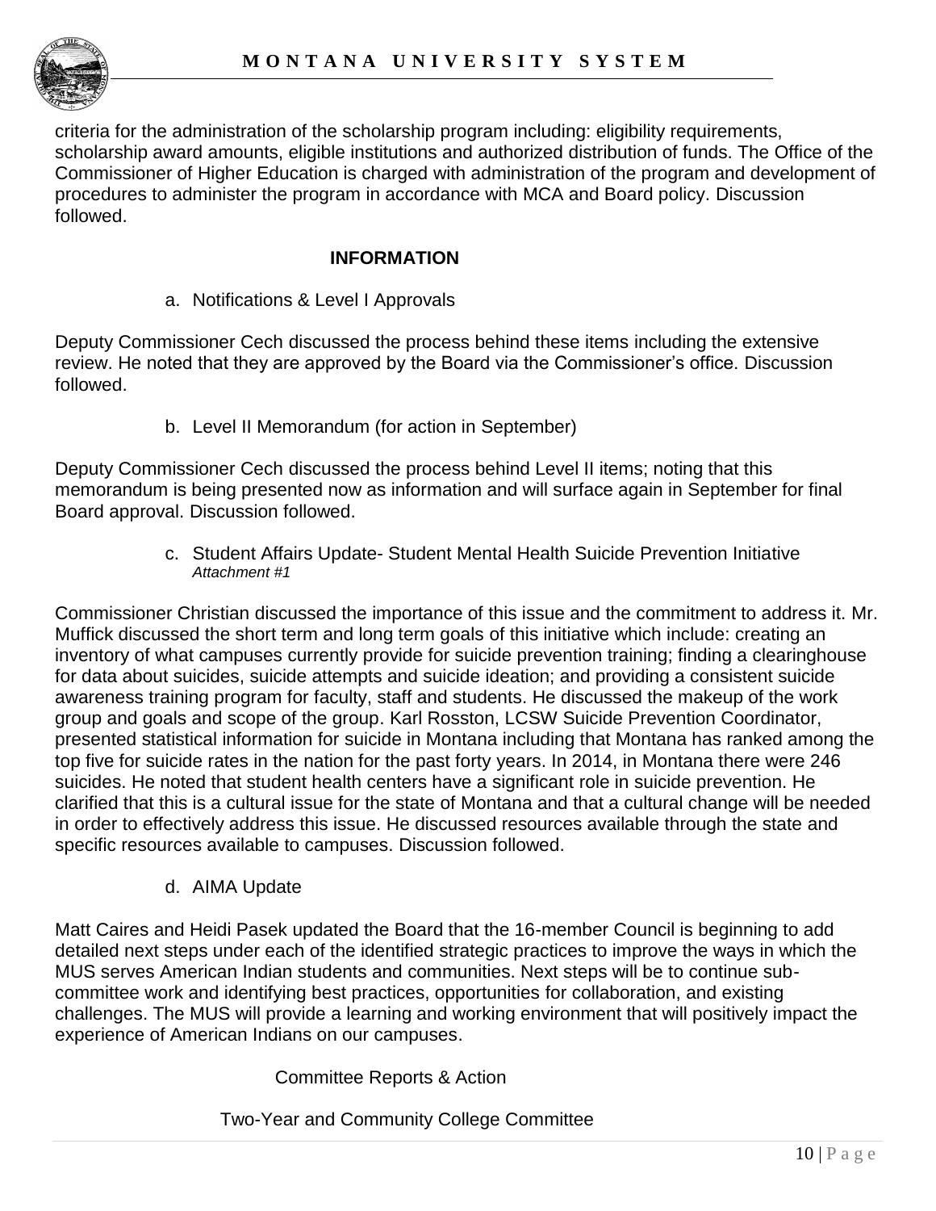criteria for the administration of the scholarship program including: eligibility requirements, scholarship award amounts, eligible institutions and authorized distribution of funds. The Office of the Commissioner of Higher Education is charged with administration of the program and development of procedures to administer the program in accordance with MCA and Board policy. Discussion followed.

## INFORMATION

a. Notifications & Level I Approvals

Deputy Commissioner Cech discussed the process behind these items including the extensive review. He noted that they are approved by the Board via the Commissioner's office. Discussion followed.

b. Level II Memorandum (for action in September)

Deputy Commissioner Cech discussed the process behind Level II items; noting that this memorandum is being presented now as information and will surface again in September for final Board approval. Discussion followed.

c. Student Affairs Update- Student Mental Health Suicide Prevention Initiative
*Attachment #1*

Commissioner Christian discussed the importance of this issue and the commitment to address it. Mr. Muffick discussed the short term and long term goals of this initiative which include: creating an inventory of what campuses currently provide for suicide prevention training; finding a clearinghouse for data about suicides, suicide attempts and suicide ideation; and providing a consistent suicide awareness training program for faculty, staff and students. He discussed the makeup of the work group and goals and scope of the group. Karl Rosston, LCSW Suicide Prevention Coordinator, presented statistical information for suicide in Montana including that Montana has ranked among the top five for suicide rates in the nation for the past forty years. In 2014, in Montana there were 246 suicides. He noted that student health centers have a significant role in suicide prevention. He clarified that this is a cultural issue for the state of Montana and that a cultural change will be needed in order to effectively address this issue. He discussed resources available through the state and specific resources available to campuses. Discussion followed.

d. AIMA Update

Matt Caires and Heidi Pasek updated the Board that the 16-member Council is beginning to add detailed next steps under each of the identified strategic practices to improve the ways in which the MUS serves American Indian students and communities. Next steps will be to continue sub-committee work and identifying best practices, opportunities for collaboration, and existing challenges. The MUS will provide a learning and working environment that will positively impact the experience of American Indians on our campuses.

Committee Reports & Action

Two-Year and Community College Committee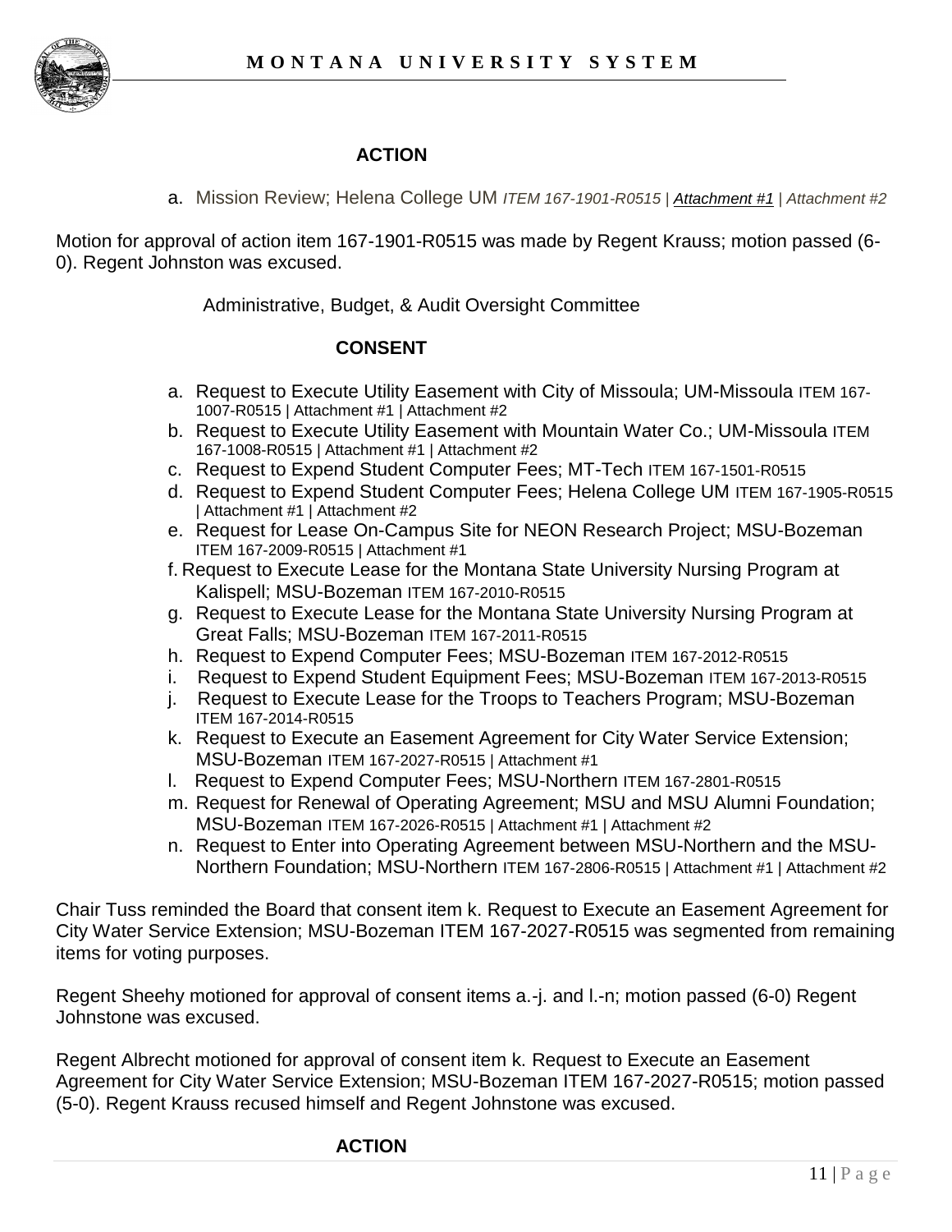### ACTION

a. Mission Review; Helena College UM *ITEM 167-1901-R0515 | Attachment #1 | Attachment #2*

Motion for approval of action item 167-1901-R0515 was made by Regent Krauss; motion passed (6-0). Regent Johnston was excused.

Administrative, Budget, & Audit Oversight Committee

### CONSENT

a. Request to Execute Utility Easement with City of Missoula; UM-Missoula ITEM 167-1007-R0515 | Attachment #1 | Attachment #2
b. Request to Execute Utility Easement with Mountain Water Co.; UM-Missoula ITEM 167-1008-R0515 | Attachment #1 | Attachment #2
c. Request to Expend Student Computer Fees; MT-Tech ITEM 167-1501-R0515
d. Request to Expend Student Computer Fees; Helena College UM ITEM 167-1905-R0515 | Attachment #1 | Attachment #2
e. Request for Lease On-Campus Site for NEON Research Project; MSU-Bozeman ITEM 167-2009-R0515 | Attachment #1
f. Request to Execute Lease for the Montana State University Nursing Program at Kalispell; MSU-Bozeman ITEM 167-2010-R0515
g. Request to Execute Lease for the Montana State University Nursing Program at Great Falls; MSU-Bozeman ITEM 167-2011-R0515
h. Request to Expend Computer Fees; MSU-Bozeman ITEM 167-2012-R0515
i. Request to Expend Student Equipment Fees; MSU-Bozeman ITEM 167-2013-R0515
j. Request to Execute Lease for the Troops to Teachers Program; MSU-Bozeman ITEM 167-2014-R0515
k. Request to Execute an Easement Agreement for City Water Service Extension; MSU-Bozeman ITEM 167-2027-R0515 | Attachment #1
l. Request to Expend Computer Fees; MSU-Northern ITEM 167-2801-R0515
m. Request for Renewal of Operating Agreement; MSU and MSU Alumni Foundation; MSU-Bozeman ITEM 167-2026-R0515 | Attachment #1 | Attachment #2
n. Request to Enter into Operating Agreement between MSU-Northern and the MSU-Northern Foundation; MSU-Northern ITEM 167-2806-R0515 | Attachment #1 | Attachment #2

Chair Tuss reminded the Board that consent item k. Request to Execute an Easement Agreement for City Water Service Extension; MSU-Bozeman ITEM 167-2027-R0515 was segmented from remaining items for voting purposes.

Regent Sheehy motioned for approval of consent items a.-j. and l.-n; motion passed (6-0) Regent Johnstone was excused.

Regent Albrecht motioned for approval of consent item k. Request to Execute an Easement Agreement for City Water Service Extension; MSU-Bozeman ITEM 167-2027-R0515; motion passed (5-0). Regent Krauss recused himself and Regent Johnstone was excused.

### ACTION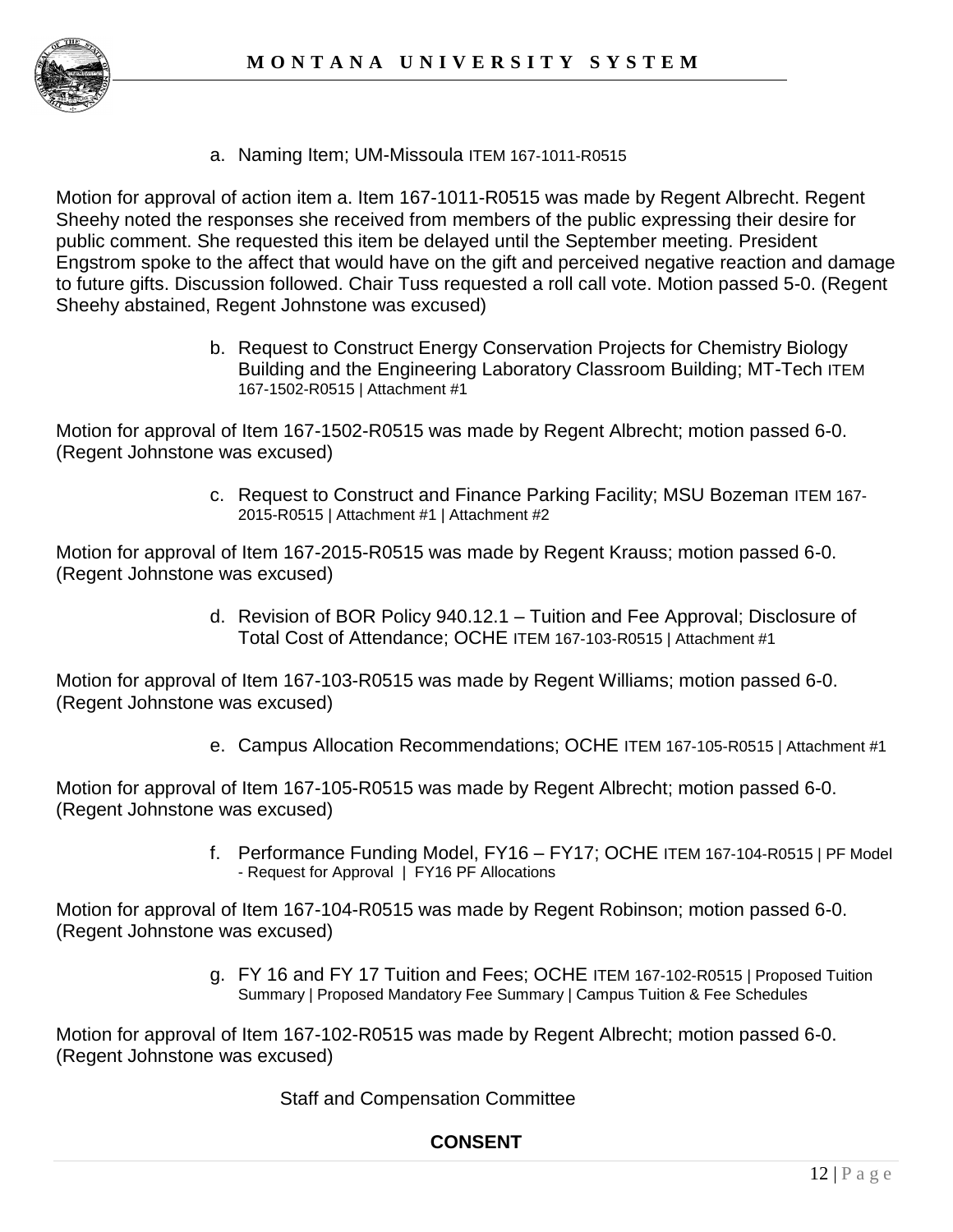a. Naming Item; UM-Missoula ITEM 167-1011-R0515

Motion for approval of action item a. Item 167-1011-R0515 was made by Regent Albrecht. Regent Sheehy noted the responses she received from members of the public expressing their desire for public comment. She requested this item be delayed until the September meeting. President Engstrom spoke to the affect that would have on the gift and perceived negative reaction and damage to future gifts. Discussion followed. Chair Tuss requested a roll call vote. Motion passed 5-0. (Regent Sheehy abstained, Regent Johnstone was excused)

b. Request to Construct Energy Conservation Projects for Chemistry Biology Building and the Engineering Laboratory Classroom Building; MT-Tech ITEM 167-1502-R0515 | Attachment #1

Motion for approval of Item 167-1502-R0515 was made by Regent Albrecht; motion passed 6-0. (Regent Johnstone was excused)

c. Request to Construct and Finance Parking Facility; MSU Bozeman ITEM 167-2015-R0515 | Attachment #1 | Attachment #2

Motion for approval of Item 167-2015-R0515 was made by Regent Krauss; motion passed 6-0. (Regent Johnstone was excused)

d. Revision of BOR Policy 940.12.1 – Tuition and Fee Approval; Disclosure of Total Cost of Attendance; OCHE ITEM 167-103-R0515 | Attachment #1

Motion for approval of Item 167-103-R0515 was made by Regent Williams; motion passed 6-0. (Regent Johnstone was excused)

e. Campus Allocation Recommendations; OCHE ITEM 167-105-R0515 | Attachment #1

Motion for approval of Item 167-105-R0515 was made by Regent Albrecht; motion passed 6-0. (Regent Johnstone was excused)

f. Performance Funding Model, FY16 – FY17; OCHE ITEM 167-104-R0515 | PF Model - Request for Approval | FY16 PF Allocations

Motion for approval of Item 167-104-R0515 was made by Regent Robinson; motion passed 6-0. (Regent Johnstone was excused)

g. FY 16 and FY 17 Tuition and Fees; OCHE ITEM 167-102-R0515 | Proposed Tuition Summary | Proposed Mandatory Fee Summary | Campus Tuition & Fee Schedules

Motion for approval of Item 167-102-R0515 was made by Regent Albrecht; motion passed 6-0. (Regent Johnstone was excused)

Staff and Compensation Committee

**CONSENT**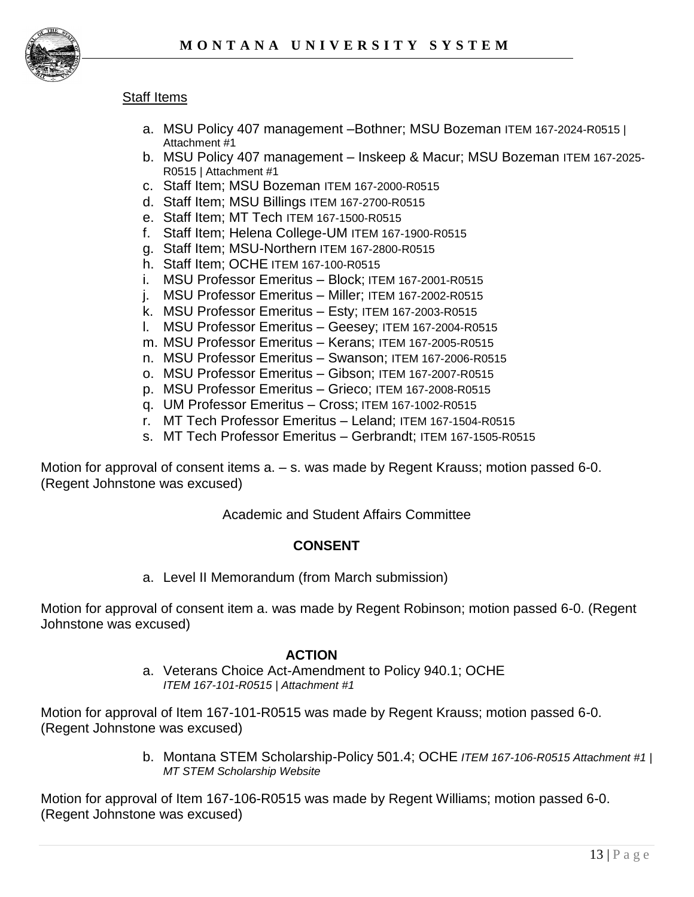Staff Items

a. MSU Policy 407 management –Bothner; MSU Bozeman ITEM 167-2024-R0515 | Attachment #1
b. MSU Policy 407 management – Inskeep & Macur; MSU Bozeman ITEM 167-2025-R0515 | Attachment #1
c. Staff Item; MSU Bozeman ITEM 167-2000-R0515
d. Staff Item; MSU Billings ITEM 167-2700-R0515
e. Staff Item; MT Tech ITEM 167-1500-R0515
f. Staff Item; Helena College-UM ITEM 167-1900-R0515
g. Staff Item; MSU-Northern ITEM 167-2800-R0515
h. Staff Item; OCHE ITEM 167-100-R0515
i. MSU Professor Emeritus – Block; ITEM 167-2001-R0515
j. MSU Professor Emeritus – Miller; ITEM 167-2002-R0515
k. MSU Professor Emeritus – Esty; ITEM 167-2003-R0515
l. MSU Professor Emeritus – Geesey; ITEM 167-2004-R0515
m. MSU Professor Emeritus – Kerans; ITEM 167-2005-R0515
n. MSU Professor Emeritus – Swanson; ITEM 167-2006-R0515
o. MSU Professor Emeritus – Gibson; ITEM 167-2007-R0515
p. MSU Professor Emeritus – Grieco; ITEM 167-2008-R0515
q. UM Professor Emeritus – Cross; ITEM 167-1002-R0515
r. MT Tech Professor Emeritus – Leland; ITEM 167-1504-R0515
s. MT Tech Professor Emeritus – Gerbrandt; ITEM 167-1505-R0515

Motion for approval of consent items a. – s. was made by Regent Krauss; motion passed 6-0. (Regent Johnstone was excused)

Academic and Student Affairs Committee

**CONSENT**

a. Level II Memorandum (from March submission)

Motion for approval of consent item a. was made by Regent Robinson; motion passed 6-0. (Regent Johnstone was excused)

**ACTION**

a. Veterans Choice Act-Amendment to Policy 940.1; OCHE
*ITEM 167-101-R0515 | Attachment #1*

Motion for approval of Item 167-101-R0515 was made by Regent Krauss; motion passed 6-0. (Regent Johnstone was excused)

b. Montana STEM Scholarship-Policy 501.4; OCHE *ITEM 167-106-R0515 Attachment #1 | MT STEM Scholarship Website*

Motion for approval of Item 167-106-R0515 was made by Regent Williams; motion passed 6-0. (Regent Johnstone was excused)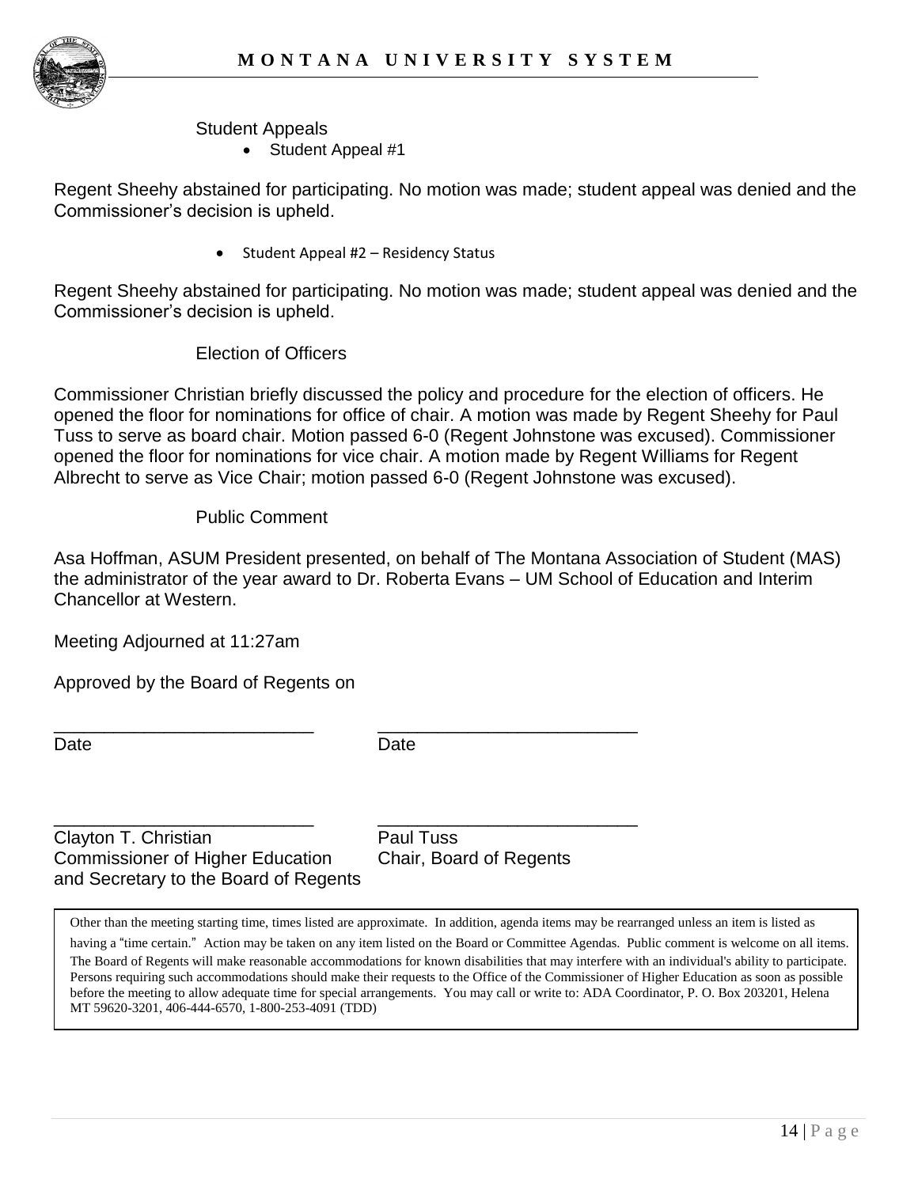Student Appeals

- Student Appeal #1

Regent Sheehy abstained for participating. No motion was made; student appeal was denied and the Commissioner's decision is upheld.

- Student Appeal #2 – Residency Status

Regent Sheehy abstained for participating. No motion was made; student appeal was denied and the Commissioner's decision is upheld.

Election of Officers

Commissioner Christian briefly discussed the policy and procedure for the election of officers. He opened the floor for nominations for office of chair. A motion was made by Regent Sheehy for Paul Tuss to serve as board chair. Motion passed 6-0 (Regent Johnstone was excused). Commissioner opened the floor for nominations for vice chair. A motion made by Regent Williams for Regent Albrecht to serve as Vice Chair; motion passed 6-0 (Regent Johnstone was excused).

Public Comment

Asa Hoffman, ASUM President presented, on behalf of The Montana Association of Student (MAS) the administrator of the year award to Dr. Roberta Evans – UM School of Education and Interim Chancellor at Western.

Meeting Adjourned at 11:27am

Approved by the Board of Regents on

___________________________ ___________________________
Date Date

___________________________ ___________________________
Clayton T. Christian Paul Tuss
Commissioner of Higher Education Chair, Board of Regents
and Secretary to the Board of Regents

Other than the meeting starting time, times listed are approximate. In addition, agenda items may be rearranged unless an item is listed as having a "time certain." Action may be taken on any item listed on the Board or Committee Agendas. Public comment is welcome on all items. The Board of Regents will make reasonable accommodations for known disabilities that may interfere with an individual's ability to participate. Persons requiring such accommodations should make their requests to the Office of the Commissioner of Higher Education as soon as possible before the meeting to allow adequate time for special arrangements. You may call or write to: ADA Coordinator, P. O. Box 203201, Helena MT 59620-3201, 406-444-6570, 1-800-253-4091 (TDD)